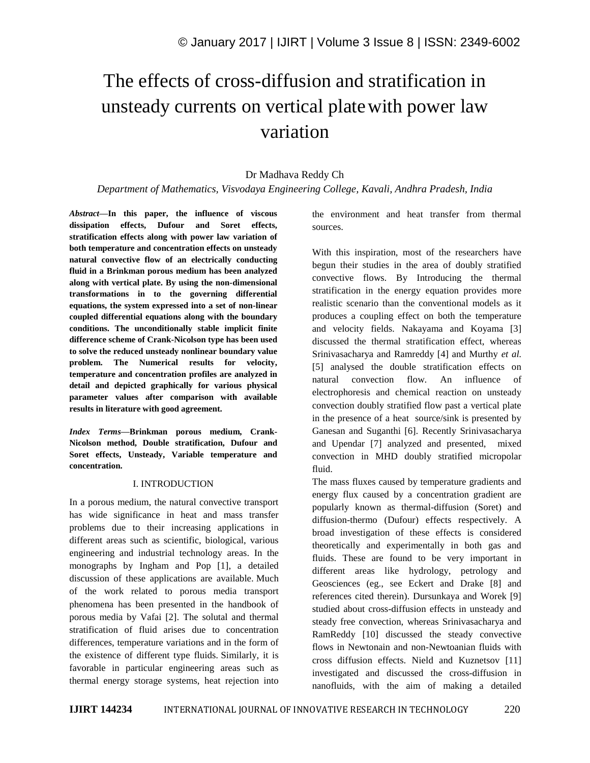# The effects of cross-diffusion and stratification in unsteady currents on vertical plate with power law variation

Dr Madhava Reddy Ch

*Department of Mathematics, Visvodaya Engineering College, Kavali, Andhra Pradesh, India*

***Abstract*—In this paper, the influence of viscous dissipation effects, Dufour and Soret effects, stratification effects along with power law variation of both temperature and concentration effects on unsteady natural convective flow of an electrically conducting fluid in a Brinkman porous medium has been analyzed along with vertical plate. By using the non-dimensional transformations in to the governing differential equations, the system expressed into a set of non-linear coupled differential equations along with the boundary conditions. The unconditionally stable implicit finite difference scheme of Crank-Nicolson type has been used to solve the reduced unsteady nonlinear boundary value problem. The Numerical results for velocity, temperature and concentration profiles are analyzed in detail and depicted graphically for various physical parameter values after comparison with available results in literature with good agreement.**

***Index Terms*—Brinkman porous medium, Crank-Nicolson method, Double stratification, Dufour and Soret effects, Unsteady, Variable temperature and concentration.**

## I. INTRODUCTION

In a porous medium, the natural convective transport has wide significance in heat and mass transfer problems due to their increasing applications in different areas such as scientific, biological, various engineering and industrial technology areas. In the monographs by Ingham and Pop [1], a detailed discussion of these applications are available. Much of the work related to porous media transport phenomena has been presented in the handbook of porous media by Vafai [2]. The solutal and thermal stratification of fluid arises due to concentration differences, temperature variations and in the form of the existence of different type fluids. Similarly, it is favorable in particular engineering areas such as thermal energy storage systems, heat rejection into the environment and heat transfer from thermal sources.

With this inspiration, most of the researchers have begun their studies in the area of doubly stratified convective flows. By Introducing the thermal stratification in the energy equation provides more realistic scenario than the conventional models as it produces a coupling effect on both the temperature and velocity fields. Nakayama and Koyama [3] discussed the thermal stratification effect, whereas Srinivasacharya and Ramreddy [4] and Murthy *et al.* [5] analysed the double stratification effects on natural convection flow. An influence of electrophoresis and chemical reaction on unsteady convection doubly stratified flow past a vertical plate in the presence of a heat source/sink is presented by Ganesan and Suganthi [6]. Recently Srinivasacharya and Upendar [7] analyzed and presented, mixed convection in MHD doubly stratified micropolar fluid.

The mass fluxes caused by temperature gradients and energy flux caused by a concentration gradient are popularly known as thermal-diffusion (Soret) and diffusion-thermo (Dufour) effects respectively. A broad investigation of these effects is considered theoretically and experimentally in both gas and fluids. These are found to be very important in different areas like hydrology, petrology and Geosciences (eg., see Eckert and Drake [8] and references cited therein). Dursunkaya and Worek [9] studied about cross-diffusion effects in unsteady and steady free convection, whereas Srinivasacharya and RamReddy [10] discussed the steady convective flows in Newtonain and non-Newtoanian fluids with cross diffusion effects. Nield and Kuznetsov [11] investigated and discussed the cross-diffusion in nanofluids, with the aim of making a detailed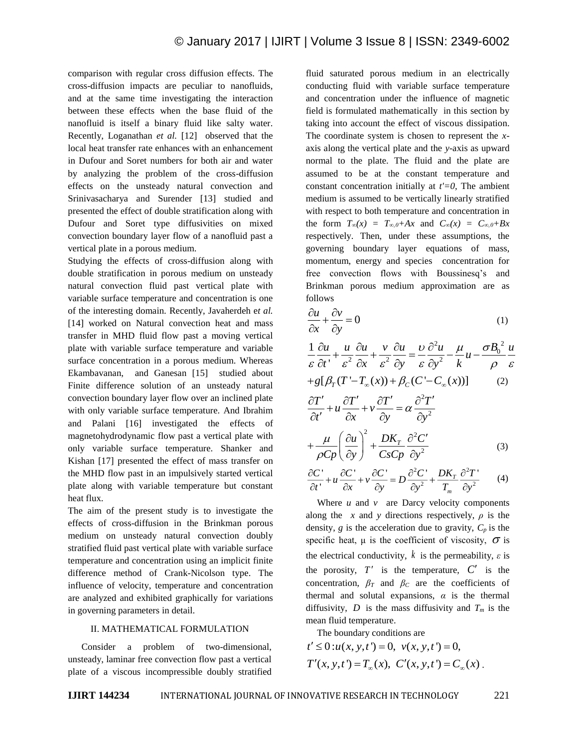comparison with regular cross diffusion effects. The cross-diffusion impacts are peculiar to nanofluids, and at the same time investigating the interaction between these effects when the base fluid of the nanofluid is itself a binary fluid like salty water. Recently, Loganathan *et al.* [12] observed that the local heat transfer rate enhances with an enhancement in Dufour and Soret numbers for both air and water by analyzing the problem of the cross-diffusion effects on the unsteady natural convection and Srinivasacharya and Surender [13] studied and presented the effect of double stratification along with Dufour and Soret type diffusivities on mixed convection boundary layer flow of a nanofluid past a vertical plate in a porous medium.

Studying the effects of cross-diffusion along with double stratification in porous medium on unsteady natural convection fluid past vertical plate with variable surface temperature and concentration is one of the interesting domain. Recently, Javaherdeh e*t al.* [14] worked on Natural convection heat and mass transfer in MHD fluid flow past a moving vertical plate with variable surface temperature and variable surface concentration in a porous medium. Whereas Ekambavanan, and Ganesan [15] studied about Finite difference solution of an unsteady natural convection boundary layer flow over an inclined plate with only variable surface temperature. And Ibrahim and Palani [16] investigated the effects of magnetohydrodynamic flow past a vertical plate with only variable surface temperature. Shanker and Kishan [17] presented the effect of mass transfer on the MHD flow past in an impulsively started vertical plate along with variable temperature but constant heat flux.

The aim of the present study is to investigate the effects of cross-diffusion in the Brinkman porous medium on unsteady natural convection doubly stratified fluid past vertical plate with variable surface temperature and concentration using an implicit finite difference method of Crank-Nicolson type. The influence of velocity, temperature and concentration are analyzed and exhibited graphically for variations in governing parameters in detail.

## II. MATHEMATICAL FORMULATION

Consider a problem of two-dimensional, unsteady, laminar free convection flow past a vertical plate of a viscous incompressible doubly stratified fluid saturated porous medium in an electrically conducting fluid with variable surface temperature and concentration under the influence of magnetic field is formulated mathematically in this section by taking into account the effect of viscous dissipation. The coordinate system is chosen to represent the *x*-axis along the vertical plate and the *y*-axis as upward normal to the plate. The fluid and the plate are assumed to be at the constant temperature and constant concentration initially at $t'=0$, The ambient medium is assumed to be vertically linearly stratified with respect to both temperature and concentration in the form $T_\infty(x) = T_{\infty,0}+Ax$ and $C_\infty(x) = C_{\infty,0}+Bx$ respectively. Then, under these assumptions, the governing boundary layer equations of mass, momentum, energy and species concentration for free convection flows with Boussinesq's and Brinkman porous medium approximation are as follows

$$\frac{\partial u}{\partial x}+\frac{\partial v}{\partial y}=0 \tag{1}$$

$$\frac{1}{\varepsilon}\frac{\partial u}{\partial t'}+\frac{u}{\varepsilon^2}\frac{\partial u}{\partial x}+\frac{v}{\varepsilon^2}\frac{\partial u}{\partial y}=\frac{\upsilon}{\varepsilon}\frac{\partial^2 u}{\partial y^2}-\frac{\mu}{k}u-\frac{\sigma B_0^{\,2}}{\rho}\frac{u}{\varepsilon}+g[\beta_T(T'-T_\infty(x))+\beta_C(C'-C_\infty(x))] \tag{2}$$

$$\frac{\partial T'}{\partial t'}+u\frac{\partial T'}{\partial x}+v\frac{\partial T'}{\partial y}=\alpha\frac{\partial^2 T'}{\partial y^2}+\frac{\mu}{\rho Cp}\left(\frac{\partial u}{\partial y}\right)^2+\frac{DK_T}{CsCp}\frac{\partial^2 C'}{\partial y^2} \tag{3}$$

$$\frac{\partial C'}{\partial t'}+u\frac{\partial C'}{\partial x}+v\frac{\partial C'}{\partial y}=D\frac{\partial^2 C'}{\partial y^2}+\frac{DK_T}{T_m}\frac{\partial^2 T'}{\partial y^2} \tag{4}$$

Where $u$ and $v$ are Darcy velocity components along the $x$ and $y$ directions respectively, $\rho$ is the density, $g$ is the acceleration due to gravity, $C_p$ is the specific heat, μ is the coefficient of viscosity, $\sigma$ is the electrical conductivity, $k$ is the permeability, $\varepsilon$ is the porosity, $T'$ is the temperature, $C'$ is the concentration, $\beta_T$ and $\beta_C$ are the coefficients of thermal and solutal expansions, $\alpha$ is the thermal diffusivity, $D$ is the mass diffusivity and $T_m$ is the mean fluid temperature.

The boundary conditions are

$$t'\le 0: u(x,y,t')=0,\ v(x,y,t')=0,$$
$$T'(x,y,t')=T_\infty(x),\ C'(x,y,t')=C_\infty(x)\,.$$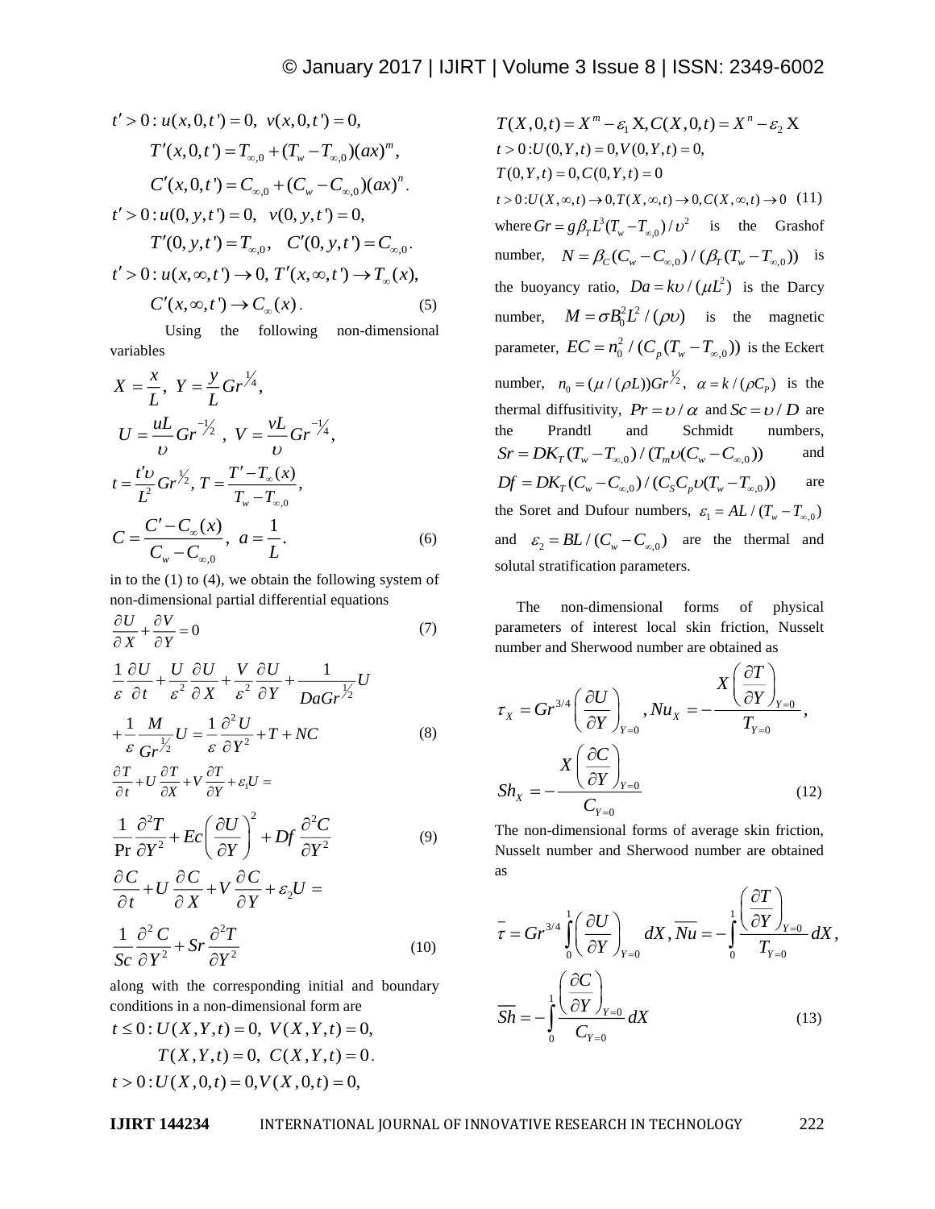$$t' > 0 : u(x,0,t') = 0, \; v(x,0,t') = 0,$$

$$T'(x,0,t') = T_{\infty,0} + (T_w - T_{\infty,0})(ax)^m,$$

$$C'(x,0,t') = C_{\infty,0} + (C_w - C_{\infty,0})(ax)^n.$$

$$t' > 0 : u(0,y,t') = 0, \; v(0,y,t') = 0,$$

$$T'(0,y,t') = T_{\infty,0}, \quad C'(0,y,t') = C_{\infty,0}.$$

$$t' > 0 : u(x,\infty,t') \to 0, \; T'(x,\infty,t') \to T_\infty(x),$$

$$C'(x,\infty,t') \to C_\infty(x). \tag{5}$$

Using the following non-dimensional variables

$$X = \frac{x}{L}, \; Y = \frac{y}{L} Gr^{1/4},$$

$$U = \frac{uL}{\upsilon} Gr^{-1/2}, \; V = \frac{vL}{\upsilon} Gr^{-1/4},$$

$$t = \frac{t'\upsilon}{L^2} Gr^{1/2}, \; T = \frac{T' - T_\infty(x)}{T_w - T_{\infty,0}},$$

$$C = \frac{C' - C_\infty(x)}{C_w - C_{\infty,0}}, \; a = \frac{1}{L}. \tag{6}$$

in to the (1) to (4), we obtain the following system of non-dimensional partial differential equations

$$\frac{\partial U}{\partial X} + \frac{\partial V}{\partial Y} = 0 \tag{7}$$

$$\frac{1}{\varepsilon}\frac{\partial U}{\partial t} + \frac{U}{\varepsilon^2}\frac{\partial U}{\partial X} + \frac{V}{\varepsilon^2}\frac{\partial U}{\partial Y} + \frac{1}{DaGr^{1/2}}U + \frac{1}{\varepsilon}\frac{M}{Gr^{1/2}}U = \frac{1}{\varepsilon}\frac{\partial^2 U}{\partial Y^2} + T + NC \tag{8}$$

$$\frac{\partial T}{\partial t} + U\frac{\partial T}{\partial X} + V\frac{\partial T}{\partial Y} + \varepsilon_1 U = \frac{1}{\Pr}\frac{\partial^2 T}{\partial Y^2} + Ec\left(\frac{\partial U}{\partial Y}\right)^2 + Df\frac{\partial^2 C}{\partial Y^2} \tag{9}$$

$$\frac{\partial C}{\partial t} + U\frac{\partial C}{\partial X} + V\frac{\partial C}{\partial Y} + \varepsilon_2 U = \frac{1}{Sc}\frac{\partial^2 C}{\partial Y^2} + Sr\frac{\partial^2 T}{\partial Y^2} \tag{10}$$

along with the corresponding initial and boundary conditions in a non-dimensional form are

$$t \le 0 : U(X,Y,t) = 0, \; V(X,Y,t) = 0,$$

$$T(X,Y,t) = 0, \; C(X,Y,t) = 0.$$

$$t > 0 : U(X,0,t) = 0, V(X,0,t) = 0,$$

$$T(X,0,t) = X^m - \varepsilon_1 X, C(X,0,t) = X^n - \varepsilon_2 X$$

$$t > 0 : U(0,Y,t) = 0, V(0,Y,t) = 0,$$

$$T(0,Y,t) = 0, C(0,Y,t) = 0$$

$$t > 0 : U(X,\infty,t) \to 0, T(X,\infty,t) \to 0, C(X,\infty,t) \to 0 \tag{11}$$

where $Gr = g\beta_T L^3 (T_w - T_{\infty,0})/\upsilon^2$ is the Grashof number, $N = \beta_C (C_w - C_{\infty,0})/(\beta_T (T_w - T_{\infty,0}))$ is the buoyancy ratio, $Da = k\upsilon/(\mu L^2)$ is the Darcy number, $M = \sigma B_0^2 L^2/(\rho\upsilon)$ is the magnetic parameter, $EC = n_0^2/(C_p(T_w - T_{\infty,0}))$ is the Eckert number, $n_0 = (\mu/(\rho L))Gr^{1/2}$, $\alpha = k/(\rho C_P)$ is the thermal diffusitivity, $Pr = \upsilon/\alpha$ and $Sc = \upsilon/D$ are the Prandtl and Schmidt numbers, $Sr = DK_T(T_w - T_{\infty,0})/(T_m\upsilon(C_w - C_{\infty,0}))$ and $Df = DK_T(C_w - C_{\infty,0})/(C_S C_p \upsilon(T_w - T_{\infty,0}))$ are the Soret and Dufour numbers, $\varepsilon_1 = AL/(T_w - T_{\infty,0})$ and $\varepsilon_2 = BL/(C_w - C_{\infty,0})$ are the thermal and solutal stratification parameters.

The non-dimensional forms of physical parameters of interest local skin friction, Nusselt number and Sherwood number are obtained as

$$\tau_X = Gr^{3/4}\left(\frac{\partial U}{\partial Y}\right)_{Y=0}, Nu_X = -\frac{X\left(\frac{\partial T}{\partial Y}\right)_{Y=0}}{T_{Y=0}},$$

$$Sh_X = -\frac{X\left(\frac{\partial C}{\partial Y}\right)_{Y=0}}{C_{Y=0}} \tag{12}$$

The non-dimensional forms of average skin friction, Nusselt number and Sherwood number are obtained as

$$\bar{\tau} = Gr^{3/4}\int_0^1 \left(\frac{\partial U}{\partial Y}\right)_{Y=0} dX, \overline{Nu} = -\int_0^1 \frac{\left(\frac{\partial T}{\partial Y}\right)_{Y=0}}{T_{Y=0}} dX,$$

$$\overline{Sh} = -\int_0^1 \frac{\left(\frac{\partial C}{\partial Y}\right)_{Y=0}}{C_{Y=0}} dX \tag{13}$$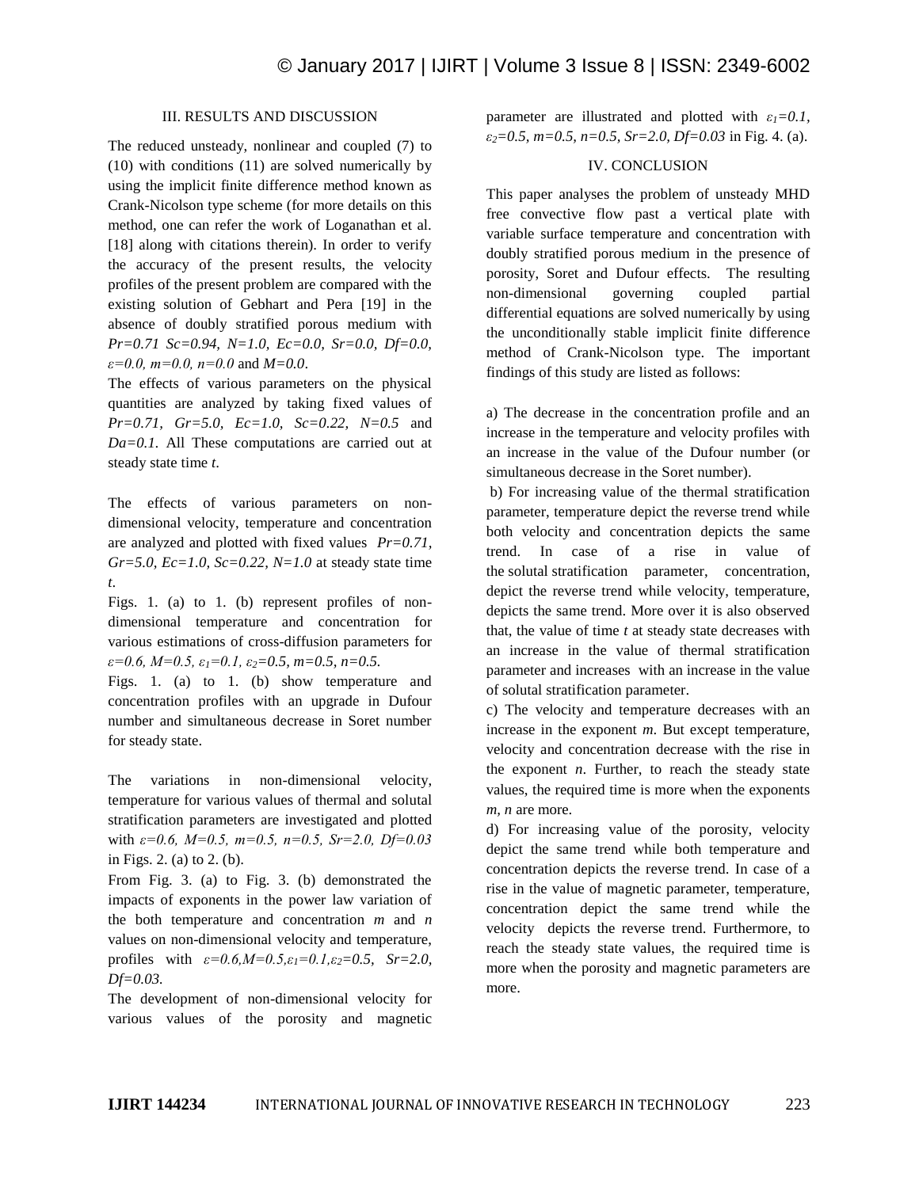## III. RESULTS AND DISCUSSION

The reduced unsteady, nonlinear and coupled (7) to (10) with conditions (11) are solved numerically by using the implicit finite difference method known as Crank-Nicolson type scheme (for more details on this method, one can refer the work of Loganathan et al. [18] along with citations therein). In order to verify the accuracy of the present results, the velocity profiles of the present problem are compared with the existing solution of Gebhart and Pera [19] in the absence of doubly stratified porous medium with $Pr=0.71$ $Sc=0.94$, $N=1.0$, $Ec=0.0$, $Sr=0.0$, $Df=0.0$, $\varepsilon=0.0$, $m=0.0$, $n=0.0$ and $M=0.0$.

The effects of various parameters on the physical quantities are analyzed by taking fixed values of $Pr=0.71$, $Gr=5.0$, $Ec=1.0$, $Sc=0.22$, $N=0.5$ and $Da=0.1$. All These computations are carried out at steady state time *t*.

The effects of various parameters on non-dimensional velocity, temperature and concentration are analyzed and plotted with fixed values $Pr=0.71$, $Gr=5.0$, $Ec=1.0$, $Sc=0.22$, $N=1.0$ at steady state time *t*.

Figs. 1. (a) to 1. (b) represent profiles of non-dimensional temperature and concentration for various estimations of cross-diffusion parameters for $\varepsilon=0.6$, $M=0.5$, $\varepsilon_1=0.1$, $\varepsilon_2=0.5$, $m=0.5$, $n=0.5$.

Figs. 1. (a) to 1. (b) show temperature and concentration profiles with an upgrade in Dufour number and simultaneous decrease in Soret number for steady state.

The variations in non-dimensional velocity, temperature for various values of thermal and solutal stratification parameters are investigated and plotted with $\varepsilon=0.6$, $M=0.5$, $m=0.5$, $n=0.5$, $Sr=2.0$, $Df=0.03$ in Figs. 2. (a) to 2. (b).

From Fig. 3. (a) to Fig. 3. (b) demonstrated the impacts of exponents in the power law variation of the both temperature and concentration *m* and *n* values on non-dimensional velocity and temperature, profiles with $\varepsilon=0.6$,$M=0.5$,$\varepsilon_1=0.1$,$\varepsilon_2=0.5$, $Sr=2.0$, $Df=0.03$.

The development of non-dimensional velocity for various values of the porosity and magnetic parameter are illustrated and plotted with $\varepsilon_1=0.1$, $\varepsilon_2=0.5$, $m=0.5$, $n=0.5$, $Sr=2.0$, $Df=0.03$ in Fig. 4. (a).

## IV. CONCLUSION

This paper analyses the problem of unsteady MHD free convective flow past a vertical plate with variable surface temperature and concentration with doubly stratified porous medium in the presence of porosity, Soret and Dufour effects. The resulting non-dimensional governing coupled partial differential equations are solved numerically by using the unconditionally stable implicit finite difference method of Crank-Nicolson type. The important findings of this study are listed as follows:

a) The decrease in the concentration profile and an increase in the temperature and velocity profiles with an increase in the value of the Dufour number (or simultaneous decrease in the Soret number).

b) For increasing value of the thermal stratification parameter, temperature depict the reverse trend while both velocity and concentration depicts the same trend. In case of a rise in value of the solutal stratification parameter, concentration, depict the reverse trend while velocity, temperature, depicts the same trend. More over it is also observed that, the value of time *t* at steady state decreases with an increase in the value of thermal stratification parameter and increases with an increase in the value of solutal stratification parameter.

c) The velocity and temperature decreases with an increase in the exponent *m*. But except temperature, velocity and concentration decrease with the rise in the exponent *n*. Further, to reach the steady state values, the required time is more when the exponents *m*, *n* are more.

d) For increasing value of the porosity, velocity depict the same trend while both temperature and concentration depicts the reverse trend. In case of a rise in the value of magnetic parameter, temperature, concentration depict the same trend while the velocity depicts the reverse trend. Furthermore, to reach the steady state values, the required time is more when the porosity and magnetic parameters are more.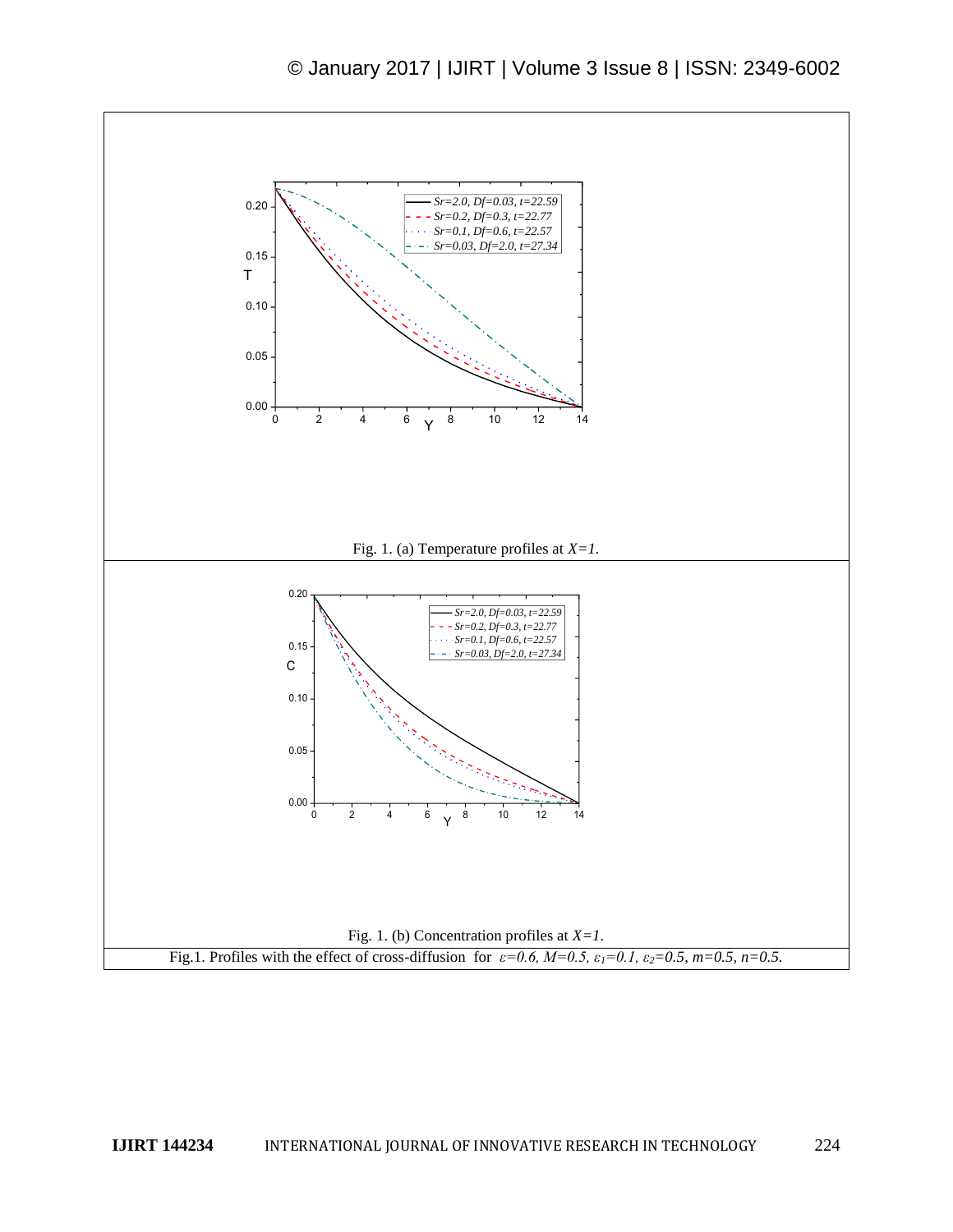Fig. 1. (a) Temperature profiles at $X=1$.

Fig. 1. (b) Concentration profiles at $X=1$.

Fig.1. Profiles with the effect of cross-diffusion for $\varepsilon=0.6$, $M=0.5$, $\varepsilon_1=0.1$, $\varepsilon_2=0.5$, $m=0.5$, $n=0.5$.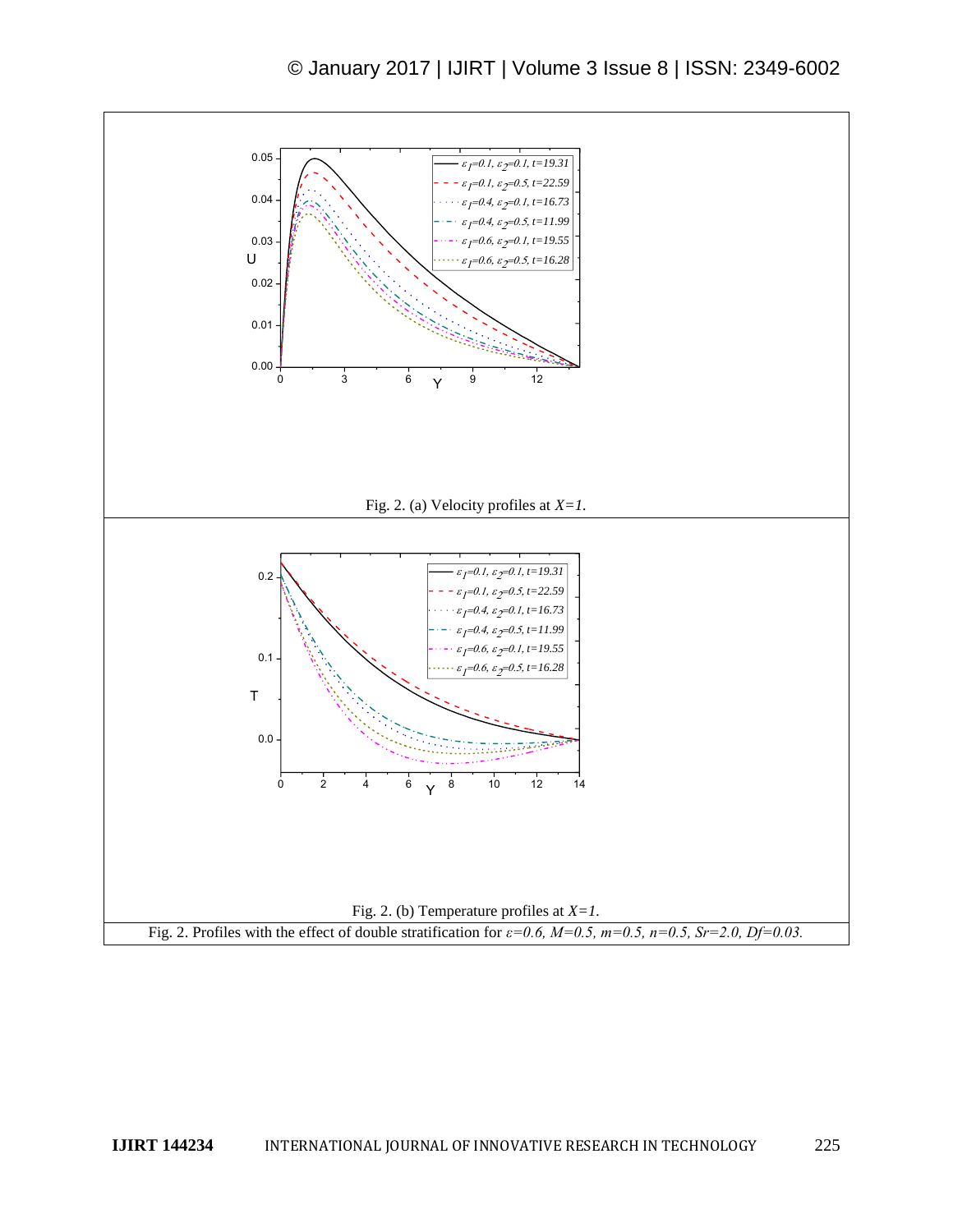Fig. 2. (a) Velocity profiles at $X=1$.

Fig. 2. (b) Temperature profiles at $X=1$.

Fig. 2. Profiles with the effect of double stratification for $\varepsilon=0.6$, $M=0.5$, $m=0.5$, $n=0.5$, $Sr=2.0$, $Df=0.03$.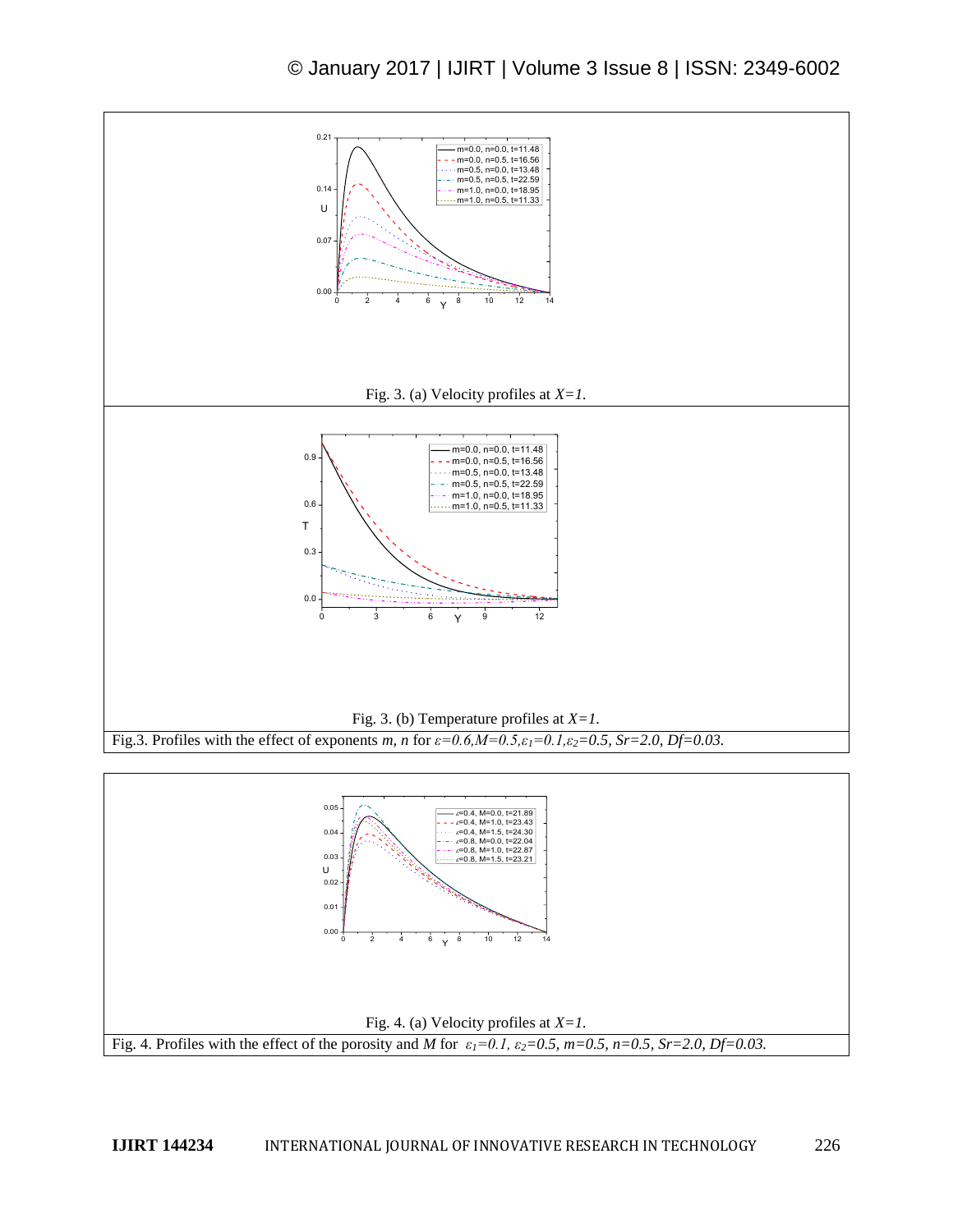Fig. 3. (a) Velocity profiles at $X=1$.

Fig. 3. (b) Temperature profiles at $X=1$.

Fig.3. Profiles with the effect of exponents $m$, $n$ for $\varepsilon=0.6, M=0.5, \varepsilon_1=0.1, \varepsilon_2=0.5$, $Sr=2.0$, $Df=0.03$.

Fig. 4. (a) Velocity profiles at $X=1$.

Fig. 4. Profiles with the effect of the porosity and $M$ for $\varepsilon_1=0.1$, $\varepsilon_2=0.5$, $m=0.5$, $n=0.5$, $Sr=2.0$, $Df=0.03$.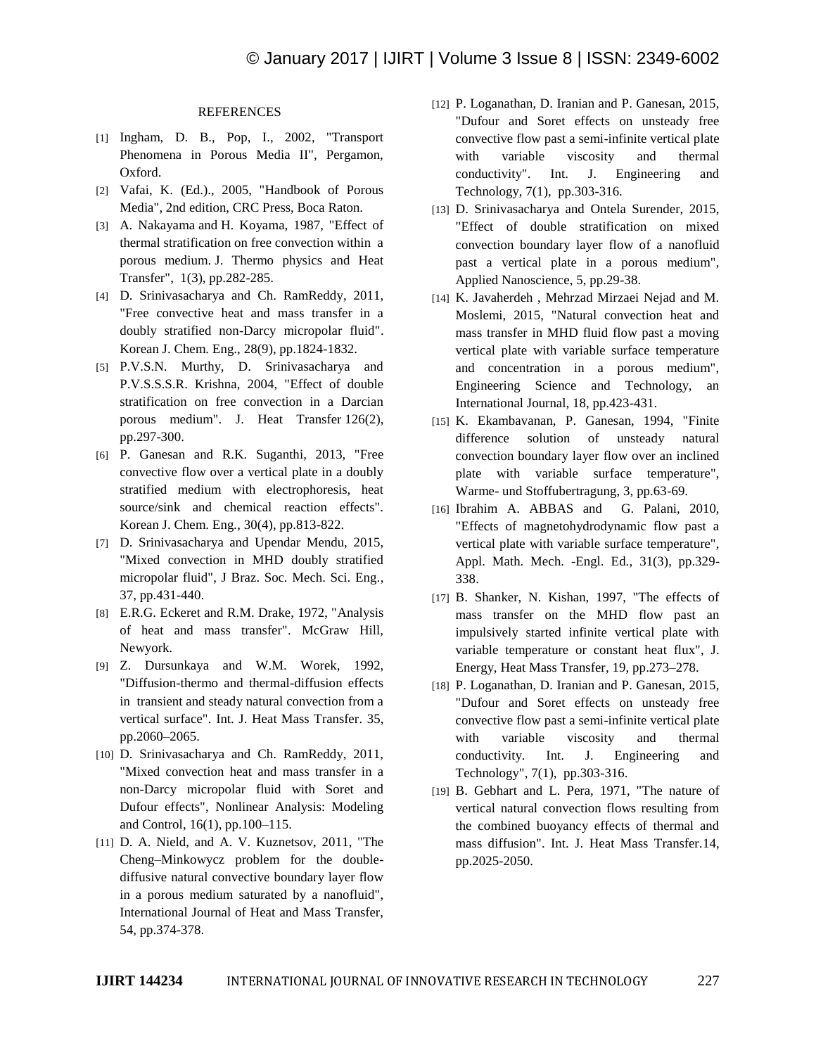## REFERENCES

[1] Ingham, D. B., Pop, I., 2002, "Transport Phenomena in Porous Media II", Pergamon, Oxford.

[2] Vafai, K. (Ed.)., 2005, "Handbook of Porous Media", 2nd edition, CRC Press, Boca Raton.

[3] A. Nakayama and H. Koyama, 1987, "Effect of thermal stratification on free convection within a porous medium. J. Thermo physics and Heat Transfer", 1(3), pp.282-285.

[4] D. Srinivasacharya and Ch. RamReddy, 2011, "Free convective heat and mass transfer in a doubly stratified non-Darcy micropolar fluid". Korean J. Chem. Eng., 28(9), pp.1824-1832.

[5] P.V.S.N. Murthy, D. Srinivasacharya and P.V.S.S.S.R. Krishna, 2004, "Effect of double stratification on free convection in a Darcian porous medium". J. Heat Transfer 126(2), pp.297-300.

[6] P. Ganesan and R.K. Suganthi, 2013, "Free convective flow over a vertical plate in a doubly stratified medium with electrophoresis, heat source/sink and chemical reaction effects". Korean J. Chem. Eng., 30(4), pp.813-822.

[7] D. Srinivasacharya and Upendar Mendu, 2015, "Mixed convection in MHD doubly stratified micropolar fluid", J Braz. Soc. Mech. Sci. Eng., 37, pp.431-440.

[8] E.R.G. Eckeret and R.M. Drake, 1972, "Analysis of heat and mass transfer". McGraw Hill, Newyork.

[9] Z. Dursunkaya and W.M. Worek, 1992, "Diffusion-thermo and thermal-diffusion effects in transient and steady natural convection from a vertical surface". Int. J. Heat Mass Transfer. 35, pp.2060–2065.

[10] D. Srinivasacharya and Ch. RamReddy, 2011, "Mixed convection heat and mass transfer in a non-Darcy micropolar fluid with Soret and Dufour effects", Nonlinear Analysis: Modeling and Control, 16(1), pp.100–115.

[11] D. A. Nield, and A. V. Kuznetsov, 2011, "The Cheng–Minkowycz problem for the double-diffusive natural convective boundary layer flow in a porous medium saturated by a nanofluid", International Journal of Heat and Mass Transfer, 54, pp.374-378.

[12] P. Loganathan, D. Iranian and P. Ganesan, 2015, "Dufour and Soret effects on unsteady free convective flow past a semi-infinite vertical plate with variable viscosity and thermal conductivity". Int. J. Engineering and Technology, 7(1), pp.303-316.

[13] D. Srinivasacharya and Ontela Surender, 2015, "Effect of double stratification on mixed convection boundary layer flow of a nanofluid past a vertical plate in a porous medium", Applied Nanoscience, 5, pp.29-38.

[14] K. Javaherdeh , Mehrzad Mirzaei Nejad and M. Moslemi, 2015, "Natural convection heat and mass transfer in MHD fluid flow past a moving vertical plate with variable surface temperature and concentration in a porous medium", Engineering Science and Technology, an International Journal, 18, pp.423-431.

[15] K. Ekambavanan, P. Ganesan, 1994, "Finite difference solution of unsteady natural convection boundary layer flow over an inclined plate with variable surface temperature", Warme- und Stoffubertragung, 3, pp.63-69.

[16] Ibrahim A. ABBAS and G. Palani, 2010, "Effects of magnetohydrodynamic flow past a vertical plate with variable surface temperature", Appl. Math. Mech. -Engl. Ed., 31(3), pp.329-338.

[17] B. Shanker, N. Kishan, 1997, "The effects of mass transfer on the MHD flow past an impulsively started infinite vertical plate with variable temperature or constant heat flux", J. Energy, Heat Mass Transfer, 19, pp.273–278.

[18] P. Loganathan, D. Iranian and P. Ganesan, 2015, "Dufour and Soret effects on unsteady free convective flow past a semi-infinite vertical plate with variable viscosity and thermal conductivity. Int. J. Engineering and Technology", 7(1), pp.303-316.

[19] B. Gebhart and L. Pera, 1971, "The nature of vertical natural convection flows resulting from the combined buoyancy effects of thermal and mass diffusion". Int. J. Heat Mass Transfer.14, pp.2025-2050.